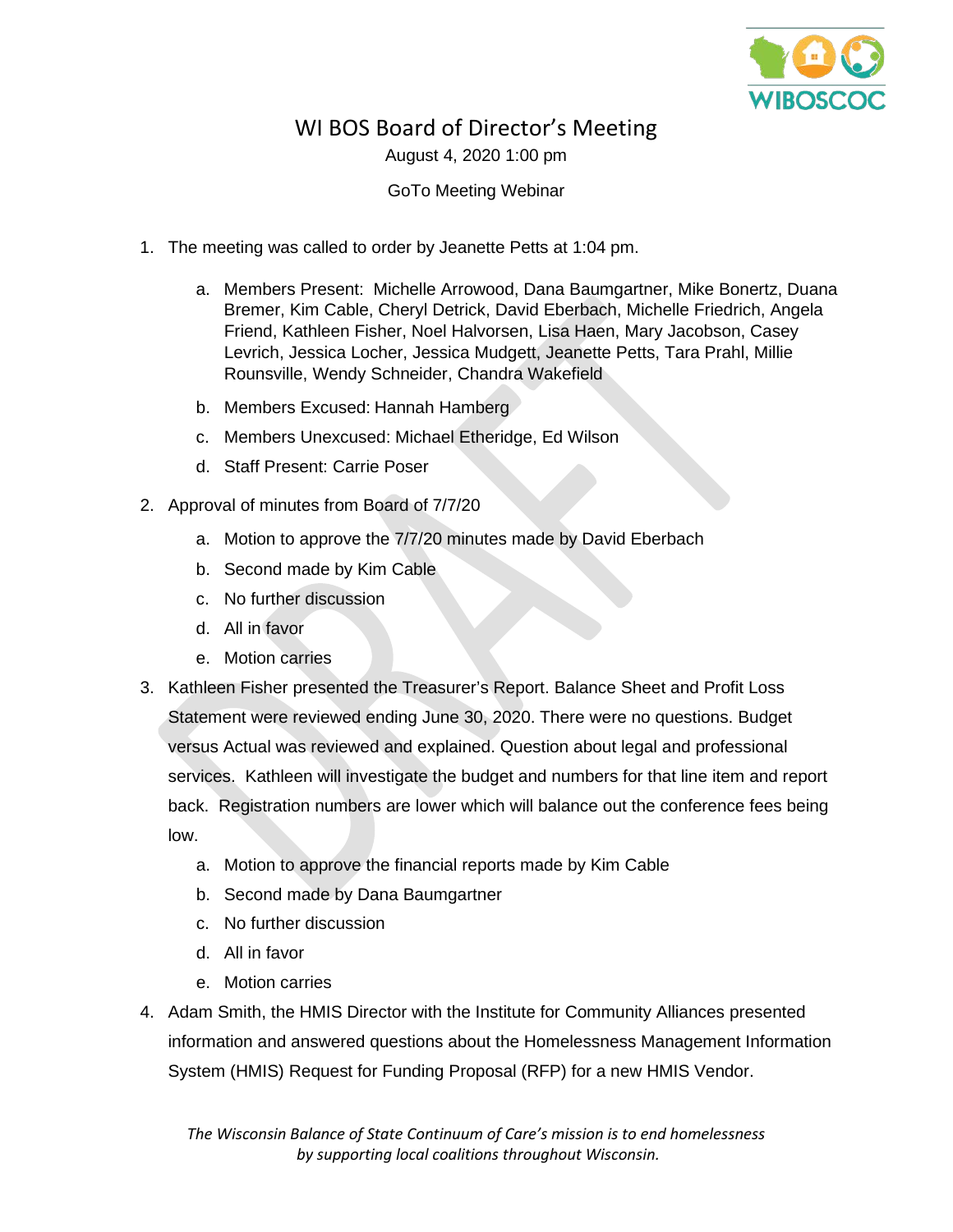WIBOSCOC

# WI BOS Board of Director's Meeting

August 4, 2020 1:00 pm

GoTo Meeting Webinar

1. The meeting was called to order by Jeanette Petts at 1:04 pm.
   a. Members Present: Michelle Arrowood, Dana Baumgartner, Mike Bonertz, Duana Bremer, Kim Cable, Cheryl Detrick, David Eberbach, Michelle Friedrich, Angela Friend, Kathleen Fisher, Noel Halvorsen, Lisa Haen, Mary Jacobson, Casey Levrich, Jessica Locher, Jessica Mudgett, Jeanette Petts, Tara Prahl, Millie Rounsville, Wendy Schneider, Chandra Wakefield
   b. Members Excused: Hannah Hamberg
   c. Members Unexcused: Michael Etheridge, Ed Wilson
   d. Staff Present: Carrie Poser
2. Approval of minutes from Board of 7/7/20
   a. Motion to approve the 7/7/20 minutes made by David Eberbach
   b. Second made by Kim Cable
   c. No further discussion
   d. All in favor
   e. Motion carries
3. Kathleen Fisher presented the Treasurer's Report. Balance Sheet and Profit Loss Statement were reviewed ending June 30, 2020. There were no questions. Budget versus Actual was reviewed and explained. Question about legal and professional services. Kathleen will investigate the budget and numbers for that line item and report back. Registration numbers are lower which will balance out the conference fees being low.
   a. Motion to approve the financial reports made by Kim Cable
   b. Second made by Dana Baumgartner
   c. No further discussion
   d. All in favor
   e. Motion carries
4. Adam Smith, the HMIS Director with the Institute for Community Alliances presented information and answered questions about the Homelessness Management Information System (HMIS) Request for Funding Proposal (RFP) for a new HMIS Vendor.

*The Wisconsin Balance of State Continuum of Care's mission is to end homelessness by supporting local coalitions throughout Wisconsin.*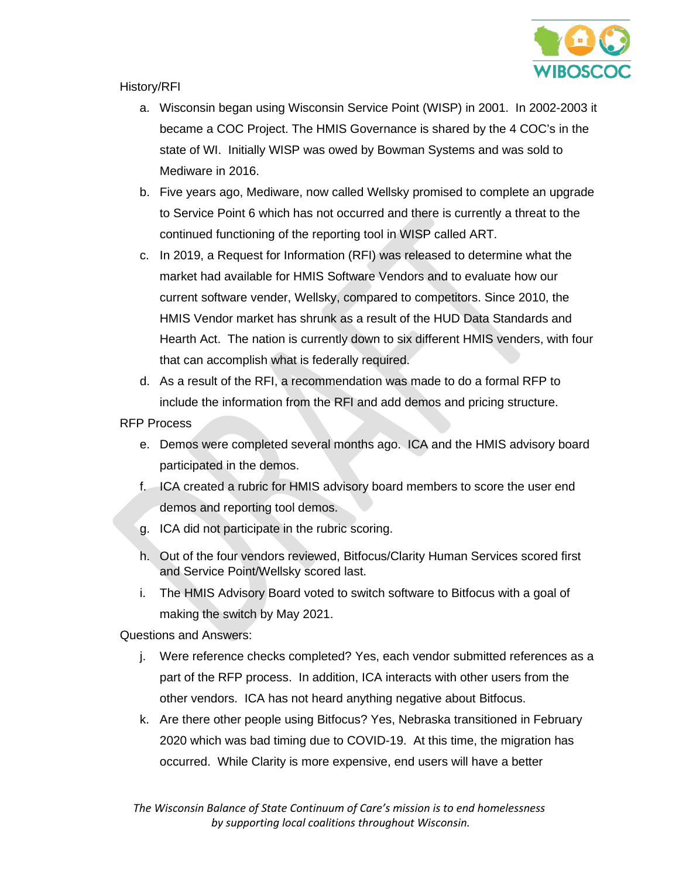History/RFI

a. Wisconsin began using Wisconsin Service Point (WISP) in 2001. In 2002-2003 it became a COC Project. The HMIS Governance is shared by the 4 COC's in the state of WI. Initially WISP was owed by Bowman Systems and was sold to Mediware in 2016.
b. Five years ago, Mediware, now called Wellsky promised to complete an upgrade to Service Point 6 which has not occurred and there is currently a threat to the continued functioning of the reporting tool in WISP called ART.
c. In 2019, a Request for Information (RFI) was released to determine what the market had available for HMIS Software Vendors and to evaluate how our current software vender, Wellsky, compared to competitors. Since 2010, the HMIS Vendor market has shrunk as a result of the HUD Data Standards and Hearth Act. The nation is currently down to six different HMIS venders, with four that can accomplish what is federally required.
d. As a result of the RFI, a recommendation was made to do a formal RFP to include the information from the RFI and add demos and pricing structure.

RFP Process

e. Demos were completed several months ago. ICA and the HMIS advisory board participated in the demos.
f. ICA created a rubric for HMIS advisory board members to score the user end demos and reporting tool demos.
g. ICA did not participate in the rubric scoring.
h. Out of the four vendors reviewed, Bitfocus/Clarity Human Services scored first and Service Point/Wellsky scored last.
i. The HMIS Advisory Board voted to switch software to Bitfocus with a goal of making the switch by May 2021.

Questions and Answers:

j. Were reference checks completed? Yes, each vendor submitted references as a part of the RFP process. In addition, ICA interacts with other users from the other vendors. ICA has not heard anything negative about Bitfocus.
k. Are there other people using Bitfocus? Yes, Nebraska transitioned in February 2020 which was bad timing due to COVID-19. At this time, the migration has occurred. While Clarity is more expensive, end users will have a better

*The Wisconsin Balance of State Continuum of Care's mission is to end homelessness by supporting local coalitions throughout Wisconsin.*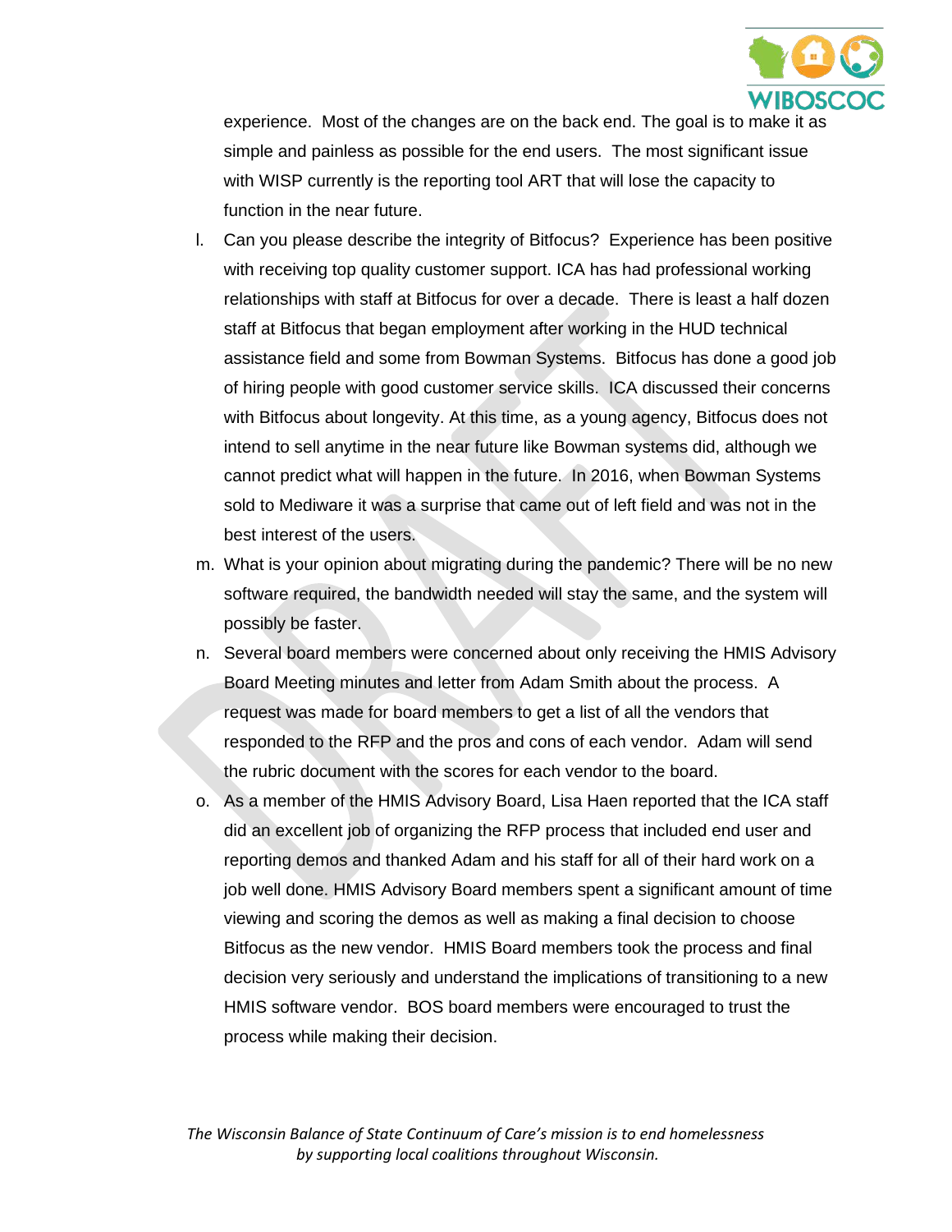experience. Most of the changes are on the back end. The goal is to make it as simple and painless as possible for the end users. The most significant issue with WISP currently is the reporting tool ART that will lose the capacity to function in the near future.

l. Can you please describe the integrity of Bitfocus? Experience has been positive with receiving top quality customer support. ICA has had professional working relationships with staff at Bitfocus for over a decade. There is least a half dozen staff at Bitfocus that began employment after working in the HUD technical assistance field and some from Bowman Systems. Bitfocus has done a good job of hiring people with good customer service skills. ICA discussed their concerns with Bitfocus about longevity. At this time, as a young agency, Bitfocus does not intend to sell anytime in the near future like Bowman systems did, although we cannot predict what will happen in the future. In 2016, when Bowman Systems sold to Mediware it was a surprise that came out of left field and was not in the best interest of the users.

m. What is your opinion about migrating during the pandemic? There will be no new software required, the bandwidth needed will stay the same, and the system will possibly be faster.

n. Several board members were concerned about only receiving the HMIS Advisory Board Meeting minutes and letter from Adam Smith about the process. A request was made for board members to get a list of all the vendors that responded to the RFP and the pros and cons of each vendor. Adam will send the rubric document with the scores for each vendor to the board.

o. As a member of the HMIS Advisory Board, Lisa Haen reported that the ICA staff did an excellent job of organizing the RFP process that included end user and reporting demos and thanked Adam and his staff for all of their hard work on a job well done. HMIS Advisory Board members spent a significant amount of time viewing and scoring the demos as well as making a final decision to choose Bitfocus as the new vendor. HMIS Board members took the process and final decision very seriously and understand the implications of transitioning to a new HMIS software vendor. BOS board members were encouraged to trust the process while making their decision.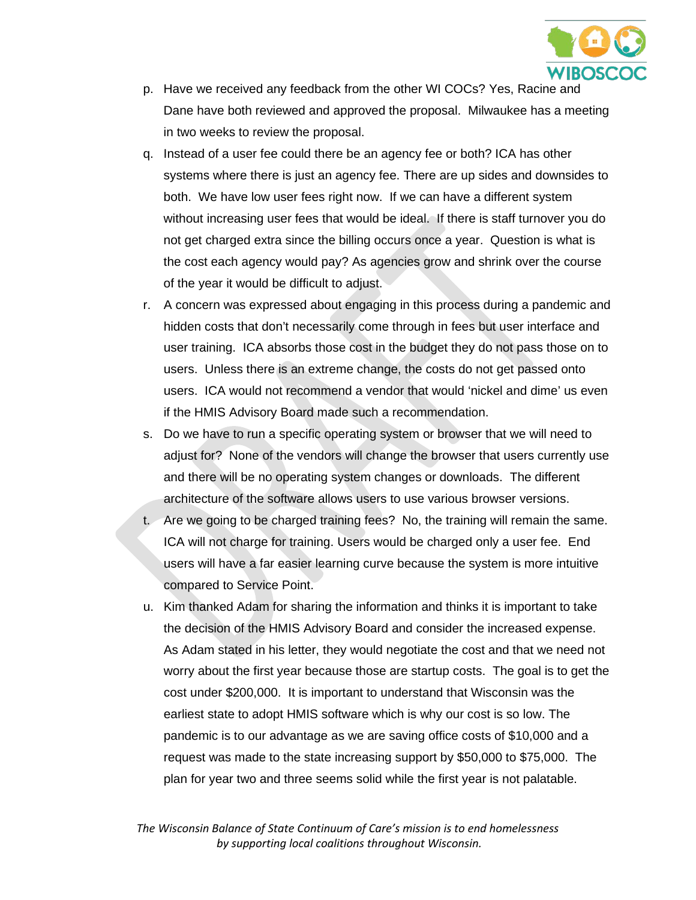p. Have we received any feedback from the other WI COCs? Yes, Racine and Dane have both reviewed and approved the proposal. Milwaukee has a meeting in two weeks to review the proposal.

q. Instead of a user fee could there be an agency fee or both? ICA has other systems where there is just an agency fee. There are up sides and downsides to both. We have low user fees right now. If we can have a different system without increasing user fees that would be ideal. If there is staff turnover you do not get charged extra since the billing occurs once a year. Question is what is the cost each agency would pay? As agencies grow and shrink over the course of the year it would be difficult to adjust.

r. A concern was expressed about engaging in this process during a pandemic and hidden costs that don't necessarily come through in fees but user interface and user training. ICA absorbs those cost in the budget they do not pass those on to users. Unless there is an extreme change, the costs do not get passed onto users. ICA would not recommend a vendor that would 'nickel and dime' us even if the HMIS Advisory Board made such a recommendation.

s. Do we have to run a specific operating system or browser that we will need to adjust for? None of the vendors will change the browser that users currently use and there will be no operating system changes or downloads. The different architecture of the software allows users to use various browser versions.

t. Are we going to be charged training fees? No, the training will remain the same. ICA will not charge for training. Users would be charged only a user fee. End users will have a far easier learning curve because the system is more intuitive compared to Service Point.

u. Kim thanked Adam for sharing the information and thinks it is important to take the decision of the HMIS Advisory Board and consider the increased expense. As Adam stated in his letter, they would negotiate the cost and that we need not worry about the first year because those are startup costs. The goal is to get the cost under $200,000. It is important to understand that Wisconsin was the earliest state to adopt HMIS software which is why our cost is so low. The pandemic is to our advantage as we are saving office costs of $10,000 and a request was made to the state increasing support by $50,000 to $75,000. The plan for year two and three seems solid while the first year is not palatable.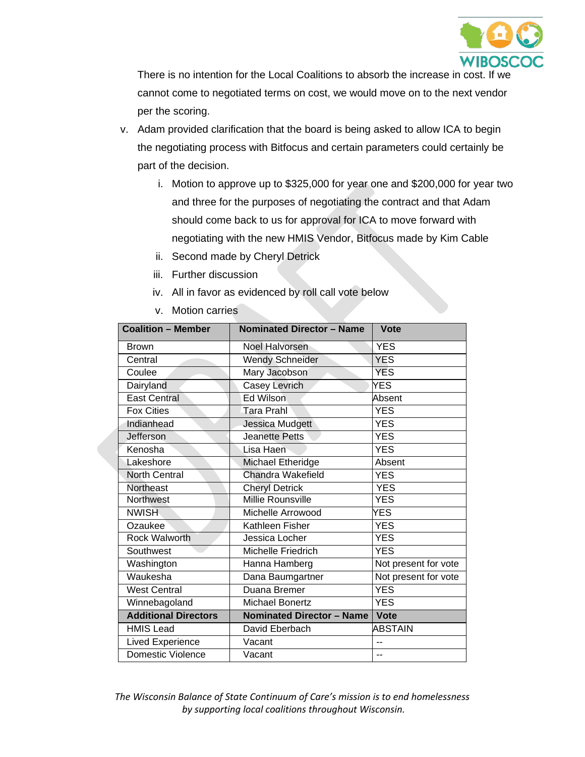There is no intention for the Local Coalitions to absorb the increase in cost. If we cannot come to negotiated terms on cost, we would move on to the next vendor per the scoring.

v. Adam provided clarification that the board is being asked to allow ICA to begin the negotiating process with Bitfocus and certain parameters could certainly be part of the decision.

   i. Motion to approve up to $325,000 for year one and $200,000 for year two and three for the purposes of negotiating the contract and that Adam should come back to us for approval for ICA to move forward with negotiating with the new HMIS Vendor, Bitfocus made by Kim Cable
   ii. Second made by Cheryl Detrick
   iii. Further discussion
   iv. All in favor as evidenced by roll call vote below
   v. Motion carries

| Coalition – Member | Nominated Director – Name | Vote |
|---|---|---|
| Brown | Noel Halvorsen | YES |
| Central | Wendy Schneider | YES |
| Coulee | Mary Jacobson | YES |
| Dairyland | Casey Levrich | YES |
| East Central | Ed Wilson | Absent |
| Fox Cities | Tara Prahl | YES |
| Indianhead | Jessica Mudgett | YES |
| Jefferson | Jeanette Petts | YES |
| Kenosha | Lisa Haen | YES |
| Lakeshore | Michael Etheridge | Absent |
| North Central | Chandra Wakefield | YES |
| Northeast | Cheryl Detrick | YES |
| Northwest | Millie Rounsville | YES |
| NWISH | Michelle Arrowood | YES |
| Ozaukee | Kathleen Fisher | YES |
| Rock Walworth | Jessica Locher | YES |
| Southwest | Michelle Friedrich | YES |
| Washington | Hanna Hamberg | Not present for vote |
| Waukesha | Dana Baumgartner | Not present for vote |
| West Central | Duana Bremer | YES |
| Winnebagoland | Michael Bonertz | YES |
| **Additional Directors** | **Nominated Director – Name** | **Vote** |
| HMIS Lead | David Eberbach | ABSTAIN |
| Lived Experience | Vacant | -- |
| Domestic Violence | Vacant | -- |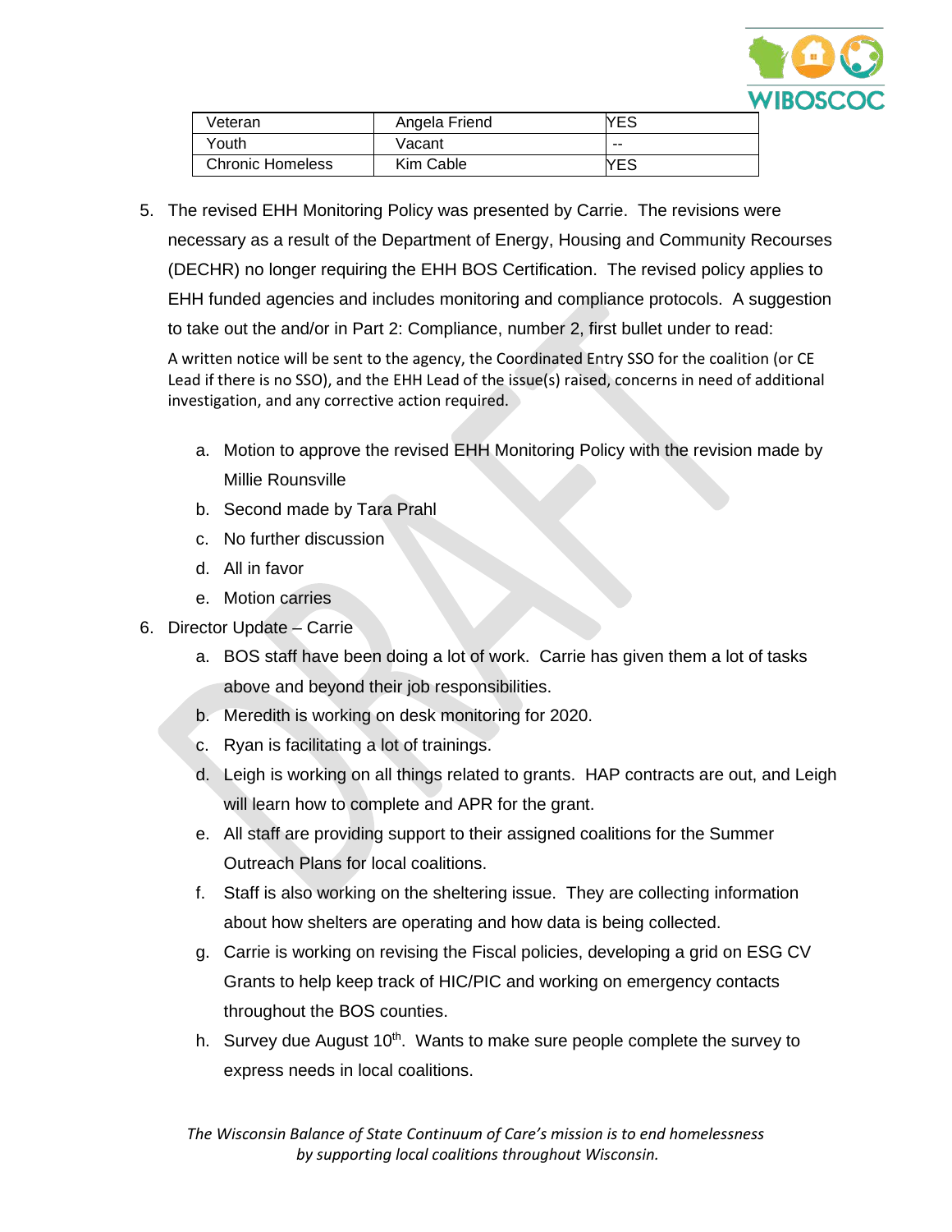| Veteran | Angela Friend | YES |
|---|---|---|
| Youth | Vacant | -- |
| Chronic Homeless | Kim Cable | YES |

5. The revised EHH Monitoring Policy was presented by Carrie. The revisions were necessary as a result of the Department of Energy, Housing and Community Recourses (DECHR) no longer requiring the EHH BOS Certification. The revised policy applies to EHH funded agencies and includes monitoring and compliance protocols. A suggestion to take out the and/or in Part 2: Compliance, number 2, first bullet under to read:

   A written notice will be sent to the agency, the Coordinated Entry SSO for the coalition (or CE Lead if there is no SSO), and the EHH Lead of the issue(s) raised, concerns in need of additional investigation, and any corrective action required.

   a. Motion to approve the revised EHH Monitoring Policy with the revision made by Millie Rounsville
   b. Second made by Tara Prahl
   c. No further discussion
   d. All in favor
   e. Motion carries

6. Director Update – Carrie
   a. BOS staff have been doing a lot of work. Carrie has given them a lot of tasks above and beyond their job responsibilities.
   b. Meredith is working on desk monitoring for 2020.
   c. Ryan is facilitating a lot of trainings.
   d. Leigh is working on all things related to grants. HAP contracts are out, and Leigh will learn how to complete and APR for the grant.
   e. All staff are providing support to their assigned coalitions for the Summer Outreach Plans for local coalitions.
   f. Staff is also working on the sheltering issue. They are collecting information about how shelters are operating and how data is being collected.
   g. Carrie is working on revising the Fiscal policies, developing a grid on ESG CV Grants to help keep track of HIC/PIC and working on emergency contacts throughout the BOS counties.
   h. Survey due August 10th. Wants to make sure people complete the survey to express needs in local coalitions.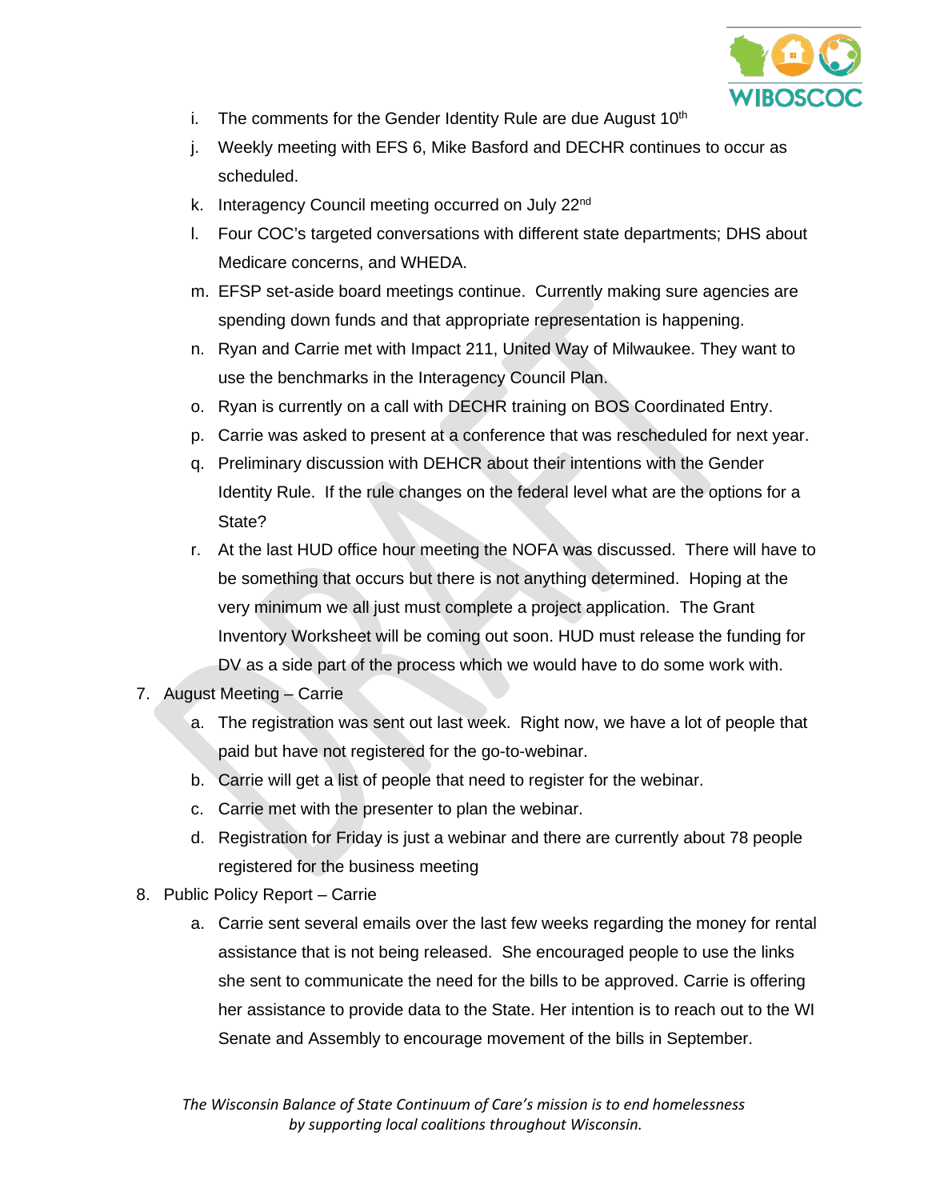i. The comments for the Gender Identity Rule are due August 10th
j. Weekly meeting with EFS 6, Mike Basford and DECHR continues to occur as scheduled.
k. Interagency Council meeting occurred on July 22nd
l. Four COC's targeted conversations with different state departments; DHS about Medicare concerns, and WHEDA.
m. EFSP set-aside board meetings continue. Currently making sure agencies are spending down funds and that appropriate representation is happening.
n. Ryan and Carrie met with Impact 211, United Way of Milwaukee. They want to use the benchmarks in the Interagency Council Plan.
o. Ryan is currently on a call with DECHR training on BOS Coordinated Entry.
p. Carrie was asked to present at a conference that was rescheduled for next year.
q. Preliminary discussion with DEHCR about their intentions with the Gender Identity Rule. If the rule changes on the federal level what are the options for a State?
r. At the last HUD office hour meeting the NOFA was discussed. There will have to be something that occurs but there is not anything determined. Hoping at the very minimum we all just must complete a project application. The Grant Inventory Worksheet will be coming out soon. HUD must release the funding for DV as a side part of the process which we would have to do some work with.

7. August Meeting – Carrie
   a. The registration was sent out last week. Right now, we have a lot of people that paid but have not registered for the go-to-webinar.
   b. Carrie will get a list of people that need to register for the webinar.
   c. Carrie met with the presenter to plan the webinar.
   d. Registration for Friday is just a webinar and there are currently about 78 people registered for the business meeting
8. Public Policy Report – Carrie
   a. Carrie sent several emails over the last few weeks regarding the money for rental assistance that is not being released. She encouraged people to use the links she sent to communicate the need for the bills to be approved. Carrie is offering her assistance to provide data to the State. Her intention is to reach out to the WI Senate and Assembly to encourage movement of the bills in September.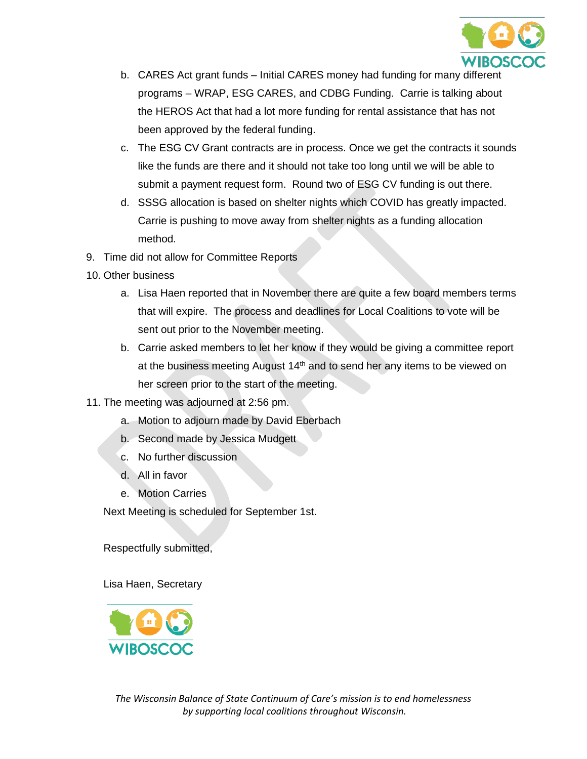b. CARES Act grant funds – Initial CARES money had funding for many different programs – WRAP, ESG CARES, and CDBG Funding. Carrie is talking about the HEROS Act that had a lot more funding for rental assistance that has not been approved by the federal funding.

c. The ESG CV Grant contracts are in process. Once we get the contracts it sounds like the funds are there and it should not take too long until we will be able to submit a payment request form. Round two of ESG CV funding is out there.

d. SSSG allocation is based on shelter nights which COVID has greatly impacted. Carrie is pushing to move away from shelter nights as a funding allocation method.

9. Time did not allow for Committee Reports

10. Other business

    a. Lisa Haen reported that in November there are quite a few board members terms that will expire. The process and deadlines for Local Coalitions to vote will be sent out prior to the November meeting.

    b. Carrie asked members to let her know if they would be giving a committee report at the business meeting August 14th and to send her any items to be viewed on her screen prior to the start of the meeting.

11. The meeting was adjourned at 2:56 pm.

    a. Motion to adjourn made by David Eberbach
    b. Second made by Jessica Mudgett
    c. No further discussion
    d. All in favor
    e. Motion Carries

Next Meeting is scheduled for September 1st.

Respectfully submitted,

Lisa Haen, Secretary

WIBOSCOC

*The Wisconsin Balance of State Continuum of Care's mission is to end homelessness by supporting local coalitions throughout Wisconsin.*